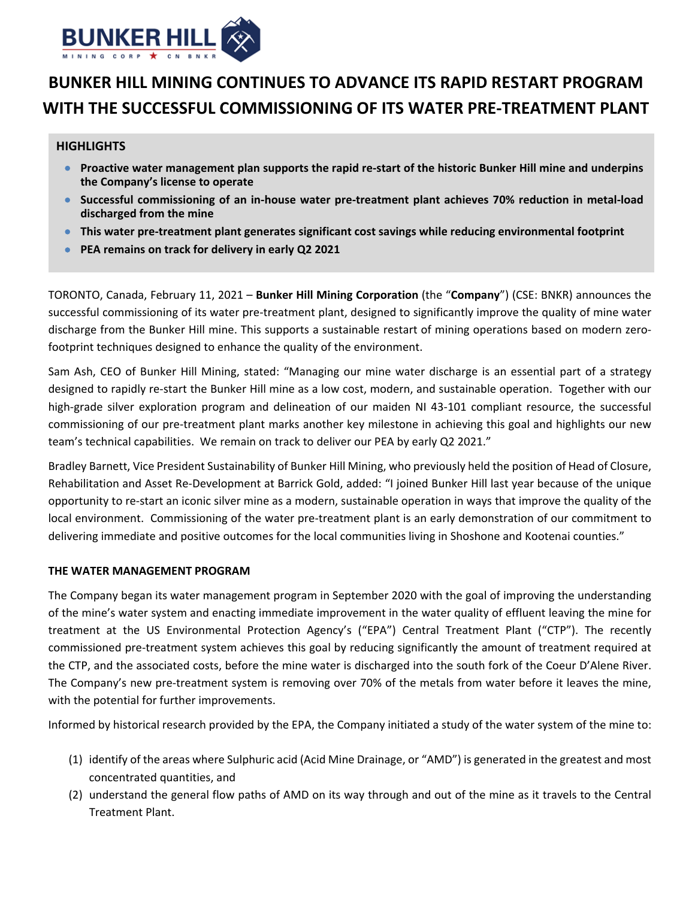# BUNKER HILL MINING CONTINUES TO ADVANCE ITS RAPID RESTART PROGRAM WITH THE SUCCESSFUL COMMISSIONING OF ITS WATER PRE-TREATMENT PLANT

## HIGHLIGHTS

- **Proactive water management plan supports the rapid re-start of the historic Bunker Hill mine and underpins the Company's license to operate**
- **Successful commissioning of an in-house water pre-treatment plant achieves 70% reduction in metal-load discharged from the mine**
- **This water pre-treatment plant generates significant cost savings while reducing environmental footprint**
- **PEA remains on track for delivery in early Q2 2021**

TORONTO, Canada, February 11, 2021 – **Bunker Hill Mining Corporation** (the "**Company**") (CSE: BNKR) announces the successful commissioning of its water pre-treatment plant, designed to significantly improve the quality of mine water discharge from the Bunker Hill mine. This supports a sustainable restart of mining operations based on modern zero-footprint techniques designed to enhance the quality of the environment.

Sam Ash, CEO of Bunker Hill Mining, stated: "Managing our mine water discharge is an essential part of a strategy designed to rapidly re-start the Bunker Hill mine as a low cost, modern, and sustainable operation. Together with our high-grade silver exploration program and delineation of our maiden NI 43-101 compliant resource, the successful commissioning of our pre-treatment plant marks another key milestone in achieving this goal and highlights our new team's technical capabilities. We remain on track to deliver our PEA by early Q2 2021."

Bradley Barnett, Vice President Sustainability of Bunker Hill Mining, who previously held the position of Head of Closure, Rehabilitation and Asset Re-Development at Barrick Gold, added: "I joined Bunker Hill last year because of the unique opportunity to re-start an iconic silver mine as a modern, sustainable operation in ways that improve the quality of the local environment. Commissioning of the water pre-treatment plant is an early demonstration of our commitment to delivering immediate and positive outcomes for the local communities living in Shoshone and Kootenai counties."

### THE WATER MANAGEMENT PROGRAM

The Company began its water management program in September 2020 with the goal of improving the understanding of the mine's water system and enacting immediate improvement in the water quality of effluent leaving the mine for treatment at the US Environmental Protection Agency's ("EPA") Central Treatment Plant ("CTP"). The recently commissioned pre-treatment system achieves this goal by reducing significantly the amount of treatment required at the CTP, and the associated costs, before the mine water is discharged into the south fork of the Coeur D'Alene River. The Company's new pre-treatment system is removing over 70% of the metals from water before it leaves the mine, with the potential for further improvements.

Informed by historical research provided by the EPA, the Company initiated a study of the water system of the mine to:

1. identify of the areas where Sulphuric acid (Acid Mine Drainage, or "AMD") is generated in the greatest and most concentrated quantities, and
2. understand the general flow paths of AMD on its way through and out of the mine as it travels to the Central Treatment Plant.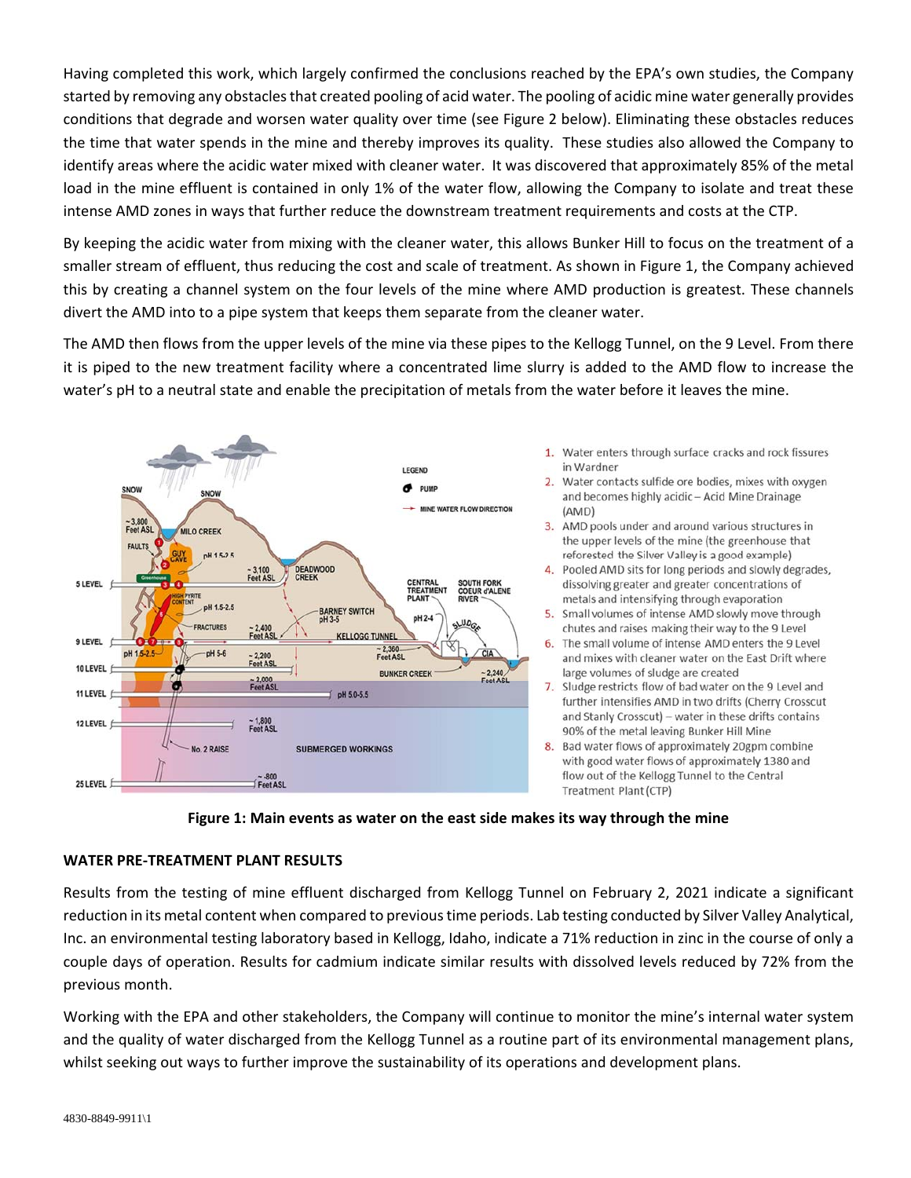Having completed this work, which largely confirmed the conclusions reached by the EPA's own studies, the Company started by removing any obstacles that created pooling of acid water. The pooling of acidic mine water generally provides conditions that degrade and worsen water quality over time (see Figure 2 below). Eliminating these obstacles reduces the time that water spends in the mine and thereby improves its quality. These studies also allowed the Company to identify areas where the acidic water mixed with cleaner water. It was discovered that approximately 85% of the metal load in the mine effluent is contained in only 1% of the water flow, allowing the Company to isolate and treat these intense AMD zones in ways that further reduce the downstream treatment requirements and costs at the CTP.

By keeping the acidic water from mixing with the cleaner water, this allows Bunker Hill to focus on the treatment of a smaller stream of effluent, thus reducing the cost and scale of treatment. As shown in Figure 1, the Company achieved this by creating a channel system on the four levels of the mine where AMD production is greatest. These channels divert the AMD into to a pipe system that keeps them separate from the cleaner water.

The AMD then flows from the upper levels of the mine via these pipes to the Kellogg Tunnel, on the 9 Level. From there it is piped to the new treatment facility where a concentrated lime slurry is added to the AMD flow to increase the water's pH to a neutral state and enable the precipitation of metals from the water before it leaves the mine.

1. Water enters through surface cracks and rock fissures in Wardner
2. Water contacts sulfide ore bodies, mixes with oxygen and becomes highly acidic – Acid Mine Drainage (AMD)
3. AMD pools under and around various structures in the upper levels of the mine (the greenhouse that reforested the Silver Valley is a good example)
4. Pooled AMD sits for long periods and slowly degrades, dissolving greater and greater concentrations of metals and intensifying through evaporation
5. Small volumes of intense AMD slowly move through chutes and raises making their way to the 9 Level
6. The small volume of intense AMD enters the 9 Level and mixes with cleaner water on the East Drift where large volumes of sludge are created
7. Sludge restricts flow of bad water on the 9 Level and further intensifies AMD in two drifts (Cherry Crosscut and Stanly Crosscut) – water in these drifts contains 90% of the metal leaving Bunker Hill Mine
8. Bad water flows of approximately 20gpm combine with good water flows of approximately 1380 and flow out of the Kellogg Tunnel to the Central Treatment Plant (CTP)

**Figure 1: Main events as water on the east side makes its way through the mine**

**WATER PRE-TREATMENT PLANT RESULTS**

Results from the testing of mine effluent discharged from Kellogg Tunnel on February 2, 2021 indicate a significant reduction in its metal content when compared to previous time periods. Lab testing conducted by Silver Valley Analytical, Inc. an environmental testing laboratory based in Kellogg, Idaho, indicate a 71% reduction in zinc in the course of only a couple days of operation. Results for cadmium indicate similar results with dissolved levels reduced by 72% from the previous month.

Working with the EPA and other stakeholders, the Company will continue to monitor the mine's internal water system and the quality of water discharged from the Kellogg Tunnel as a routine part of its environmental management plans, whilst seeking out ways to further improve the sustainability of its operations and development plans.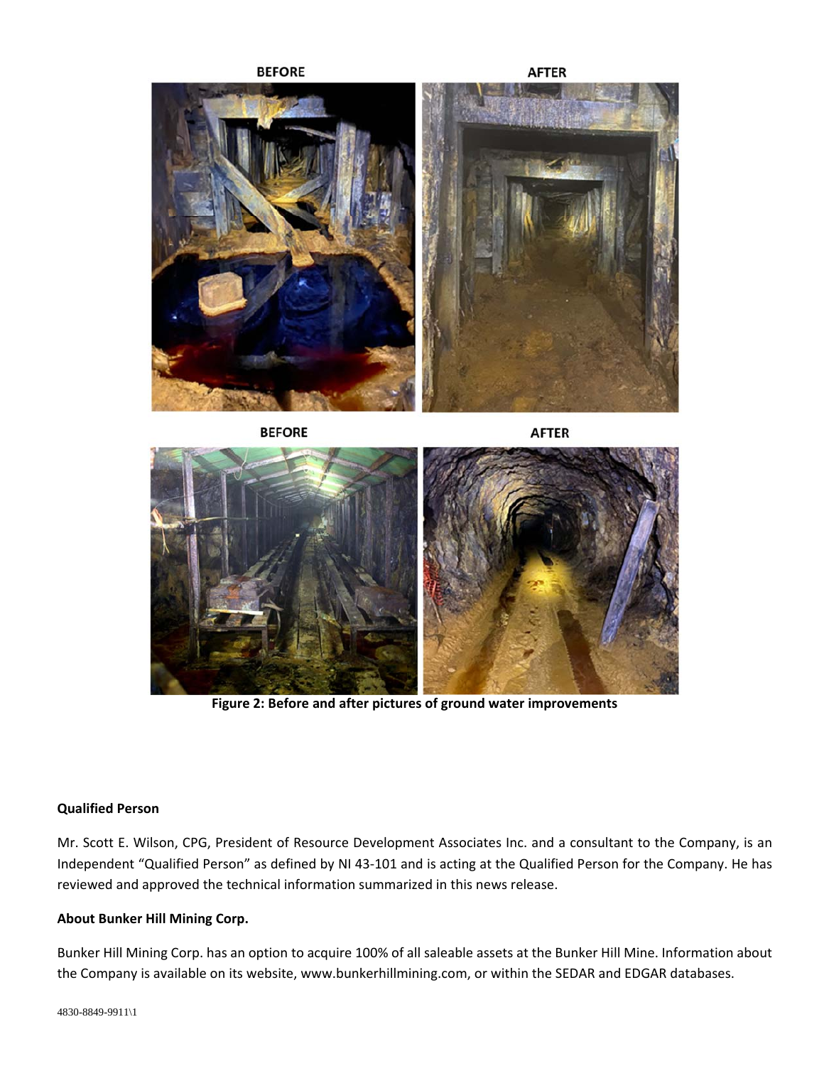BEFORE

AFTER

BEFORE

AFTER

**Figure 2: Before and after pictures of ground water improvements**

**Qualified Person**

Mr. Scott E. Wilson, CPG, President of Resource Development Associates Inc. and a consultant to the Company, is an Independent "Qualified Person" as defined by NI 43-101 and is acting at the Qualified Person for the Company. He has reviewed and approved the technical information summarized in this news release.

**About Bunker Hill Mining Corp.**

Bunker Hill Mining Corp. has an option to acquire 100% of all saleable assets at the Bunker Hill Mine. Information about the Company is available on its website, www.bunkerhillmining.com, or within the SEDAR and EDGAR databases.

4830-8849-9911\1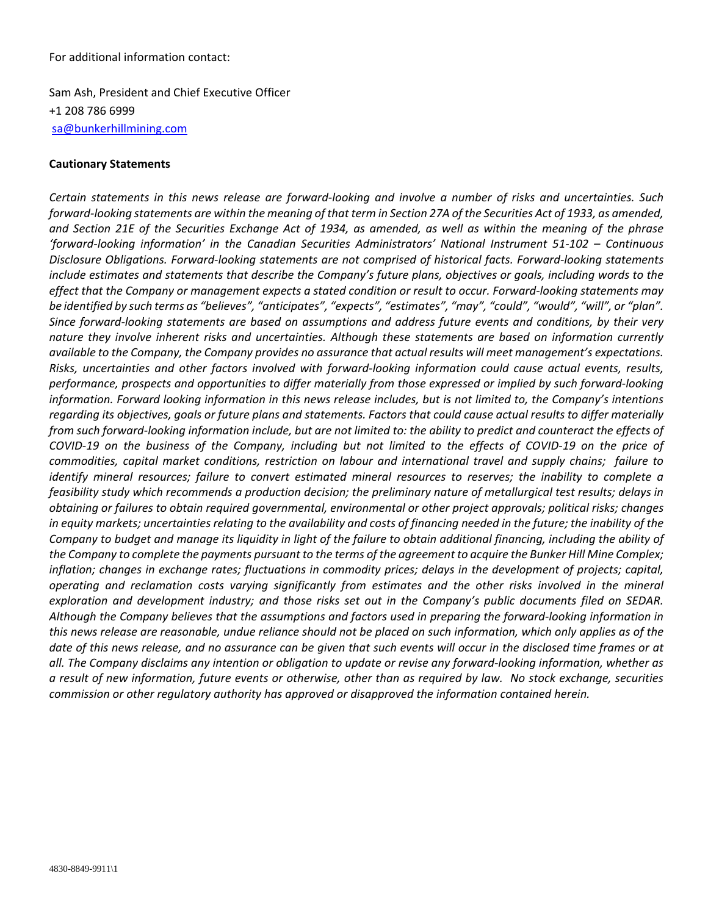For additional information contact:

Sam Ash, President and Chief Executive Officer
+1 208 786 6999
sa@bunkerhillmining.com

**Cautionary Statements**

*Certain statements in this news release are forward-looking and involve a number of risks and uncertainties. Such forward-looking statements are within the meaning of that term in Section 27A of the Securities Act of 1933, as amended, and Section 21E of the Securities Exchange Act of 1934, as amended, as well as within the meaning of the phrase 'forward-looking information' in the Canadian Securities Administrators' National Instrument 51-102 – Continuous Disclosure Obligations. Forward-looking statements are not comprised of historical facts. Forward-looking statements include estimates and statements that describe the Company's future plans, objectives or goals, including words to the effect that the Company or management expects a stated condition or result to occur. Forward-looking statements may be identified by such terms as "believes", "anticipates", "expects", "estimates", "may", "could", "would", "will", or "plan". Since forward-looking statements are based on assumptions and address future events and conditions, by their very nature they involve inherent risks and uncertainties. Although these statements are based on information currently available to the Company, the Company provides no assurance that actual results will meet management's expectations. Risks, uncertainties and other factors involved with forward-looking information could cause actual events, results, performance, prospects and opportunities to differ materially from those expressed or implied by such forward-looking information. Forward looking information in this news release includes, but is not limited to, the Company's intentions regarding its objectives, goals or future plans and statements. Factors that could cause actual results to differ materially from such forward-looking information include, but are not limited to: the ability to predict and counteract the effects of COVID-19 on the business of the Company, including but not limited to the effects of COVID-19 on the price of commodities, capital market conditions, restriction on labour and international travel and supply chains; failure to identify mineral resources; failure to convert estimated mineral resources to reserves; the inability to complete a feasibility study which recommends a production decision; the preliminary nature of metallurgical test results; delays in obtaining or failures to obtain required governmental, environmental or other project approvals; political risks; changes in equity markets; uncertainties relating to the availability and costs of financing needed in the future; the inability of the Company to budget and manage its liquidity in light of the failure to obtain additional financing, including the ability of the Company to complete the payments pursuant to the terms of the agreement to acquire the Bunker Hill Mine Complex; inflation; changes in exchange rates; fluctuations in commodity prices; delays in the development of projects; capital, operating and reclamation costs varying significantly from estimates and the other risks involved in the mineral exploration and development industry; and those risks set out in the Company's public documents filed on SEDAR. Although the Company believes that the assumptions and factors used in preparing the forward-looking information in this news release are reasonable, undue reliance should not be placed on such information, which only applies as of the date of this news release, and no assurance can be given that such events will occur in the disclosed time frames or at all. The Company disclaims any intention or obligation to update or revise any forward-looking information, whether as a result of new information, future events or otherwise, other than as required by law. No stock exchange, securities commission or other regulatory authority has approved or disapproved the information contained herein.*

4830-8849-9911\1